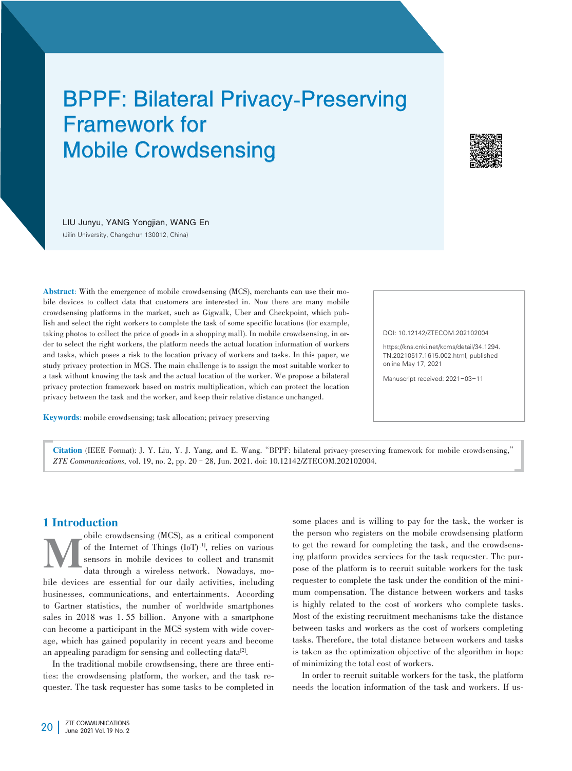# BPPF: Bilateral Privacy-Preserving Framework for Mobile Crowdsensing

LIU Junyu, YANG Yongjian, WANG En

(Jilin University, Changchun 130012, China)

**Abstract**: With the emergence of mobile crowdsensing (MCS), merchants can use their mobile devices to collect data that customers are interested in. Now there are many mobile crowdsensing platforms in the market, such as Gigwalk, Uber and Checkpoint, which publish and select the right workers to complete the task of some specific locations (for example, taking photos to collect the price of goods in a shopping mall). In mobile crowdsensing, in order to select the right workers, the platform needs the actual location information of workers and tasks, which poses a risk to the location privacy of workers and tasks. In this paper, we study privacy protection in MCS. The main challenge is to assign the most suitable worker to a task without knowing the task and the actual location of the worker. We propose a bilateral privacy protection framework based on matrix multiplication, which can protect the location privacy between the task and the worker, and keep their relative distance unchanged.

**Keywords**: mobile crowdsensing; task allocation; privacy preserving

DOI: 10.12142/ZTECOM.202102004

https://kns.cnki.net/kcms/detail/34.1294.TN.20210517.1615.002.html, published online May 17, 2021

Manuscript received: 2021-03-11

**Citation** (IEEE Format): J. Y. Liu, Y. J. Yang, and E. Wang. "BPPF: bilateral privacy-preserving framework for mobile crowdsensing," *ZTE Communications*, vol. 19, no. 2, pp. 20–28, Jun. 2021. doi: 10.12142/ZTECOM.202102004.

## 1 Introduction

Mobile crowdsensing (MCS), as a critical component of the Internet of Things (IoT)[1], relies on various sensors in mobile devices to collect and transmit data through a wireless network. Nowadays, mobile devices are essential for our daily activities, including businesses, communications, and entertainments. According to Gartner statistics, the number of worldwide smartphones sales in 2018 was 1.55 billion. Anyone with a smartphone can become a participant in the MCS system with wide coverage, which has gained popularity in recent years and become an appealing paradigm for sensing and collecting data[2].

In the traditional mobile crowdsensing, there are three entities: the crowdsensing platform, the worker, and the task requester. The task requester has some tasks to be completed in some places and is willing to pay for the task, the worker is the person who registers on the mobile crowdsensing platform to get the reward for completing the task, and the crowdsensing platform provides services for the task requester. The purpose of the platform is to recruit suitable workers for the task requester to complete the task under the condition of the minimum compensation. The distance between workers and tasks is highly related to the cost of workers who complete tasks. Most of the existing recruitment mechanisms take the distance between tasks and workers as the cost of workers completing tasks. Therefore, the total distance between workers and tasks is taken as the optimization objective of the algorithm in hope of minimizing the total cost of workers.

In order to recruit suitable workers for the task, the platform needs the location information of the task and workers. If us-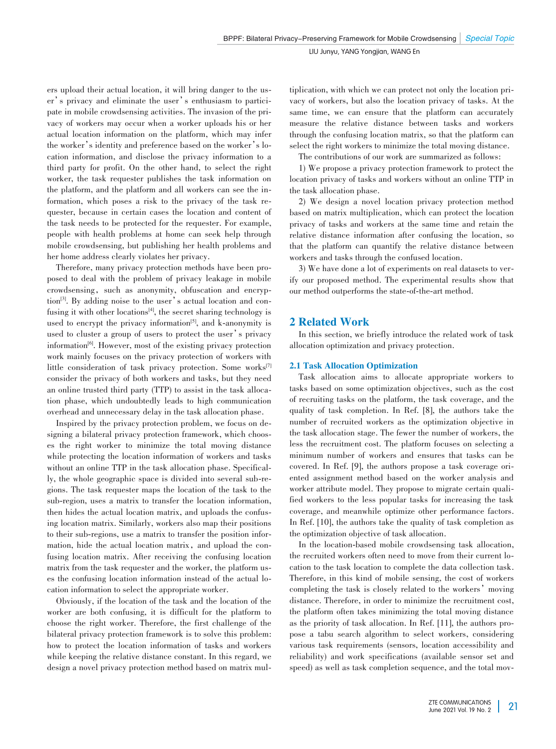ers upload their actual location, it will bring danger to the user's privacy and eliminate the user's enthusiasm to participate in mobile crowdsensing activities. The invasion of the privacy of workers may occur when a worker uploads his or her actual location information on the platform, which may infer the worker's identity and preference based on the worker's location information, and disclose the privacy information to a third party for profit. On the other hand, to select the right worker, the task requester publishes the task information on the platform, and the platform and all workers can see the information, which poses a risk to the privacy of the task requester, because in certain cases the location and content of the task needs to be protected for the requester. For example, people with health problems at home can seek help through mobile crowdsensing, but publishing her health problems and her home address clearly violates her privacy.

Therefore, many privacy protection methods have been proposed to deal with the problem of privacy leakage in mobile crowdsensing, such as anonymity, obfuscation and encryption[3]. By adding noise to the user's actual location and confusing it with other locations[4], the secret sharing technology is used to encrypt the privacy information[5], and k-anonymity is used to cluster a group of users to protect the user's privacy information[6]. However, most of the existing privacy protection work mainly focuses on the privacy protection of workers with little consideration of task privacy protection. Some works[7] consider the privacy of both workers and tasks, but they need an online trusted third party (TTP) to assist in the task allocation phase, which undoubtedly leads to high communication overhead and unnecessary delay in the task allocation phase.

Inspired by the privacy protection problem, we focus on designing a bilateral privacy protection framework, which chooses the right worker to minimize the total moving distance while protecting the location information of workers and tasks without an online TTP in the task allocation phase. Specifically, the whole geographic space is divided into several sub-regions. The task requester maps the location of the task to the sub-region, uses a matrix to transfer the location information, then hides the actual location matrix, and uploads the confusing location matrix. Similarly, workers also map their positions to their sub-regions, use a matrix to transfer the position information, hide the actual location matrix, and upload the confusing location matrix. After receiving the confusing location matrix from the task requester and the worker, the platform uses the confusing location information instead of the actual location information to select the appropriate worker.

Obviously, if the location of the task and the location of the worker are both confusing, it is difficult for the platform to choose the right worker. Therefore, the first challenge of the bilateral privacy protection framework is to solve this problem: how to protect the location information of tasks and workers while keeping the relative distance constant. In this regard, we design a novel privacy protection method based on matrix multiplication, with which we can protect not only the location privacy of workers, but also the location privacy of tasks. At the same time, we can ensure that the platform can accurately measure the relative distance between tasks and workers through the confusing location matrix, so that the platform can select the right workers to minimize the total moving distance.

The contributions of our work are summarized as follows:

1) We propose a privacy protection framework to protect the location privacy of tasks and workers without an online TTP in the task allocation phase.

2) We design a novel location privacy protection method based on matrix multiplication, which can protect the location privacy of tasks and workers at the same time and retain the relative distance information after confusing the location, so that the platform can quantify the relative distance between workers and tasks through the confused location.

3) We have done a lot of experiments on real datasets to verify our proposed method. The experimental results show that our method outperforms the state-of-the-art method.

## 2 Related Work

In this section, we briefly introduce the related work of task allocation optimization and privacy protection.

### 2.1 Task Allocation Optimization

Task allocation aims to allocate appropriate workers to tasks based on some optimization objectives, such as the cost of recruiting tasks on the platform, the task coverage, and the quality of task completion. In Ref. [8], the authors take the number of recruited workers as the optimization objective in the task allocation stage. The fewer the number of workers, the less the recruitment cost. The platform focuses on selecting a minimum number of workers and ensures that tasks can be covered. In Ref. [9], the authors propose a task coverage oriented assignment method based on the worker analysis and worker attribute model. They propose to migrate certain qualified workers to the less popular tasks for increasing the task coverage, and meanwhile optimize other performance factors. In Ref. [10], the authors take the quality of task completion as the optimization objective of task allocation.

In the location-based mobile crowdsensing task allocation, the recruited workers often need to move from their current location to the task location to complete the data collection task. Therefore, in this kind of mobile sensing, the cost of workers completing the task is closely related to the workers' moving distance. Therefore, in order to minimize the recruitment cost, the platform often takes minimizing the total moving distance as the priority of task allocation. In Ref. [11], the authors propose a tabu search algorithm to select workers, considering various task requirements (sensors, location accessibility and reliability) and work specifications (available sensor set and speed) as well as task completion sequence, and the total mov-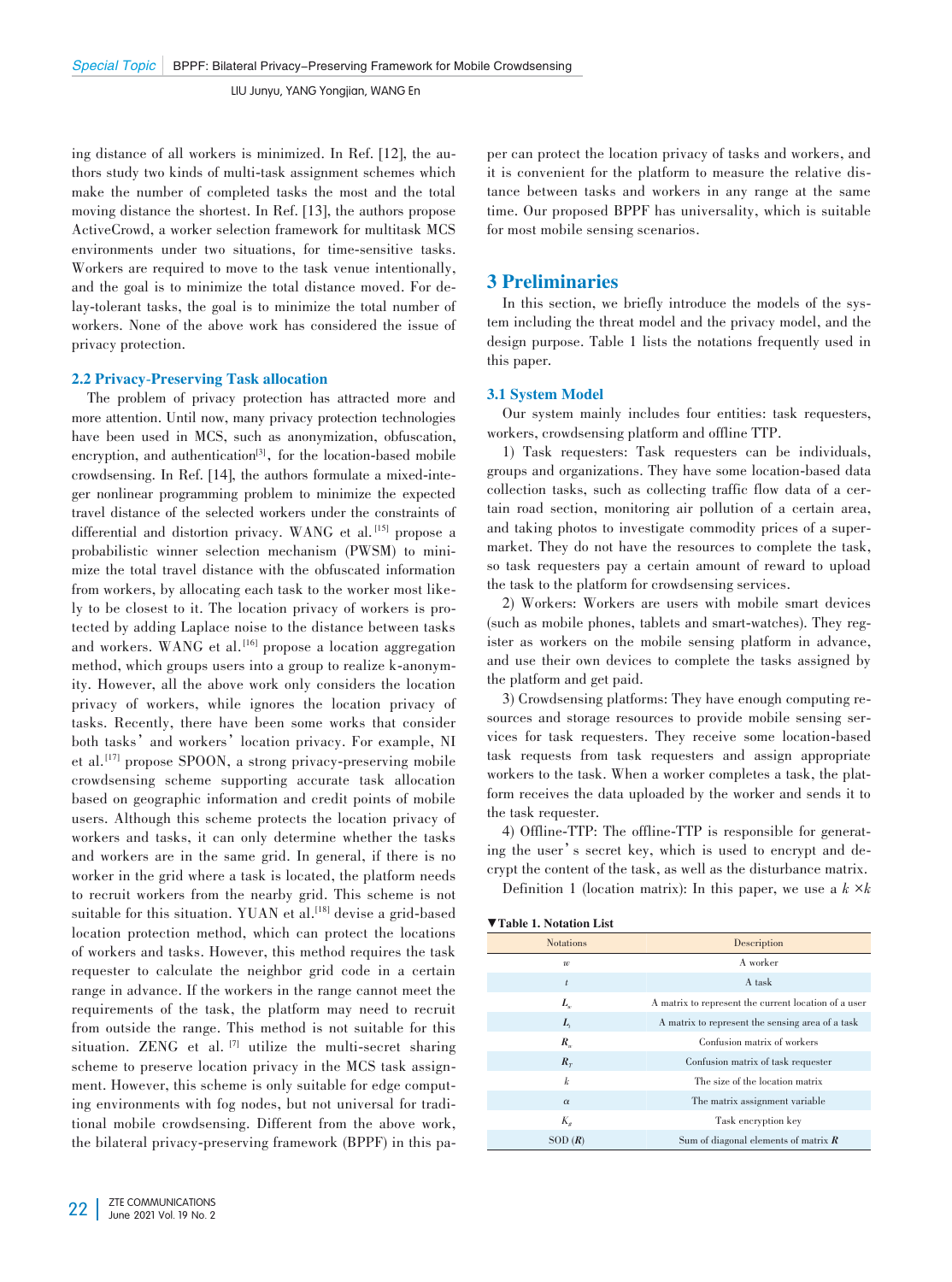ing distance of all workers is minimized. In Ref. [12], the authors study two kinds of multi-task assignment schemes which make the number of completed tasks the most and the total moving distance the shortest. In Ref. [13], the authors propose ActiveCrowd, a worker selection framework for multitask MCS environments under two situations, for time-sensitive tasks. Workers are required to move to the task venue intentionally, and the goal is to minimize the total distance moved. For delay-tolerant tasks, the goal is to minimize the total number of workers. None of the above work has considered the issue of privacy protection.

### 2.2 Privacy-Preserving Task allocation

The problem of privacy protection has attracted more and more attention. Until now, many privacy protection technologies have been used in MCS, such as anonymization, obfuscation, encryption, and authentication[3], for the location-based mobile crowdsensing. In Ref. [14], the authors formulate a mixed-integer nonlinear programming problem to minimize the expected travel distance of the selected workers under the constraints of differential and distortion privacy. WANG et al.[15] propose a probabilistic winner selection mechanism (PWSM) to minimize the total travel distance with the obfuscated information from workers, by allocating each task to the worker most likely to be closest to it. The location privacy of workers is protected by adding Laplace noise to the distance between tasks and workers. WANG et al.[16] propose a location aggregation method, which groups users into a group to realize k-anonymity. However, all the above work only considers the location privacy of workers, while ignores the location privacy of tasks. Recently, there have been some works that consider both tasks' and workers' location privacy. For example, NI et al.[17] propose SPOON, a strong privacy-preserving mobile crowdsensing scheme supporting accurate task allocation based on geographic information and credit points of mobile users. Although this scheme protects the location privacy of workers and tasks, it can only determine whether the tasks and workers are in the same grid. In general, if there is no worker in the grid where a task is located, the platform needs to recruit workers from the nearby grid. This scheme is not suitable for this situation. YUAN et al.[18] devise a grid-based location protection method, which can protect the locations of workers and tasks. However, this method requires the task requester to calculate the neighbor grid code in a certain range in advance. If the workers in the range cannot meet the requirements of the task, the platform may need to recruit from outside the range. This method is not suitable for this situation. ZENG et al.[7] utilize the multi-secret sharing scheme to preserve location privacy in the MCS task assignment. However, this scheme is only suitable for edge computing environments with fog nodes, but not universal for traditional mobile crowdsensing. Different from the above work, the bilateral privacy-preserving framework (BPPF) in this paper can protect the location privacy of tasks and workers, and it is convenient for the platform to measure the relative distance between tasks and workers in any range at the same time. Our proposed BPPF has universality, which is suitable for most mobile sensing scenarios.

## 3 Preliminaries

In this section, we briefly introduce the models of the system including the threat model and the privacy model, and the design purpose. Table 1 lists the notations frequently used in this paper.

### 3.1 System Model

Our system mainly includes four entities: task requesters, workers, crowdsensing platform and offline TTP.

1) Task requesters: Task requesters can be individuals, groups and organizations. They have some location-based data collection tasks, such as collecting traffic flow data of a certain road section, monitoring air pollution of a certain area, and taking photos to investigate commodity prices of a supermarket. They do not have the resources to complete the task, so task requesters pay a certain amount of reward to upload the task to the platform for crowdsensing services.

2) Workers: Workers are users with mobile smart devices (such as mobile phones, tablets and smart-watches). They register as workers on the mobile sensing platform in advance, and use their own devices to complete the tasks assigned by the platform and get paid.

3) Crowdsensing platforms: They have enough computing resources and storage resources to provide mobile sensing services for task requesters. They receive some location-based task requests from task requesters and assign appropriate workers to the task. When a worker completes a task, the platform receives the data uploaded by the worker and sends it to the task requester.

4) Offline-TTP: The offline-TTP is responsible for generating the user's secret key, which is used to encrypt and decrypt the content of the task, as well as the disturbance matrix.

Definition 1 (location matrix): In this paper, we use a $k \times k$

**▼Table 1. Notation List**

| Notations | Description |
|---|---|
| $w$ | A worker |
| $t$ | A task |
| $\boldsymbol{L}_w$ | A matrix to represent the current location of a user |
| $\boldsymbol{L}_t$ | A matrix to represent the sensing area of a task |
| $\boldsymbol{R}_w$ | Confusion matrix of workers |
| $\boldsymbol{R}_T$ | Confusion matrix of task requester |
| $k$ | The size of the location matrix |
| $\alpha$ | The matrix assignment variable |
| $K_R$ | Task encryption key |
| SOD ($\boldsymbol{R}$) | Sum of diagonal elements of matrix $\boldsymbol{R}$ |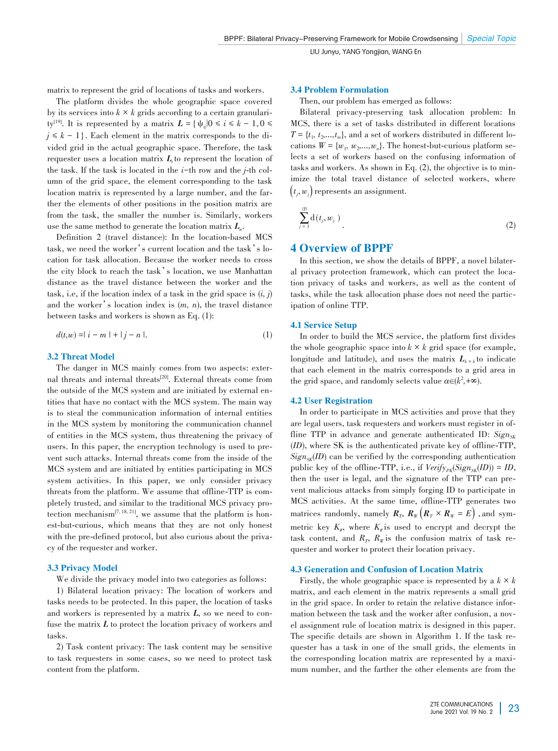matrix to represent the grid of locations of tasks and workers.

The platform divides the whole geographic space covered by its services into $k \times k$ grids according to a certain granularity[19]. It is represented by a matrix $\boldsymbol{L} = \{\psi_{ij} | 0 \leqslant i \leqslant k-1, 0 \leqslant j \leqslant k-1\}$. Each element in the matrix corresponds to the divided grid in the actual geographic space. Therefore, the task requester uses a location matrix $\boldsymbol{L}_t$ to represent the location of the task. If the task is located in the $i$-th row and the $j$-th column of the grid space, the element corresponding to the task location matrix is represented by a large number, and the farther the elements of other positions in the position matrix are from the task, the smaller the number is. Similarly, workers use the same method to generate the location matrix $\boldsymbol{L}_w$.

Definition 2 (travel distance): In the location-based MCS task, we need the worker's current location and the task's location for task allocation. Because the worker needs to cross the city block to reach the task's location, we use Manhattan distance as the travel distance between the worker and the task, i.e, if the location index of a task in the grid space is $(i, j)$ and the worker's location index is $(m, n)$, the travel distance between tasks and workers is shown as Eq. (1):

$$d(t,w) = |i - m| + |j - n|. \tag{1}$$

### 3.2 Threat Model

The danger in MCS mainly comes from two aspects: external threats and internal threats[20]. External threats come from the outside of the MCS system and are initiated by external entities that have no contact with the MCS system. The main way is to steal the communication information of internal entities in the MCS system by monitoring the communication channel of entities in the MCS system, thus threatening the privacy of users. In this paper, the encryption technology is used to prevent such attacks. Internal threats come from the inside of the MCS system and are initiated by entities participating in MCS system activities. In this paper, we only consider privacy threats from the platform. We assume that offline-TTP is completely trusted, and similar to the traditional MCS privacy protection mechanism[7, 18, 21], we assume that the platform is honest-but-curious, which means that they are not only honest with the pre-defined protocol, but also curious about the privacy of the requester and worker.

### 3.3 Privacy Model

We divide the privacy model into two categories as follows:

1) Bilateral location privacy: The location of workers and tasks needs to be protected. In this paper, the location of tasks and workers is represented by a matrix $\boldsymbol{L}$, so we need to confuse the matrix $\boldsymbol{L}$ to protect the location privacy of workers and tasks.

2) Task content privacy: The task content may be sensitive to task requesters in some cases, so we need to protect task content from the platform.

### 3.4 Problem Formulation

Then, our problem has emerged as follows:

Bilateral privacy-preserving task allocation problem: In MCS, there is a set of tasks distributed in different locations $T = \{t_1, t_2, ..., t_m\}$, and a set of workers distributed in different locations $W = \{w_1, w_2, ..., w_n\}$. The honest-but-curious platform selects a set of workers based on the confusing information of tasks and workers. As shown in Eq. (2), the objective is to minimize the total travel distance of selected workers, where $(t_j, w_j)$ represents an assignment.

$$\sum_{j=1}^{|T|} \mathrm{d}(t_j, w_j). \tag{2}$$

## 4 Overview of BPPF

In this section, we show the details of BPPF, a novel bilateral privacy protection framework, which can protect the location privacy of tasks and workers, as well as the content of tasks, while the task allocation phase does not need the participation of online TTP.

### 4.1 Service Setup

In order to build the MCS service, the platform first divides the whole geographic space into $k \times k$ grid space (for example, longitude and latitude), and uses the matrix $\boldsymbol{L}_{k \times k}$ to indicate that each element in the matrix corresponds to a grid area in the grid space, and randomly selects value $\alpha \in (k^2, +\infty)$.

### 4.2 User Registration

In order to participate in MCS activities and prove that they are legal users, task requesters and workers must register in offline TTP in advance and generate authenticated ID: $Sign_{SK}(ID)$, where SK is the authenticated private key of offline-TTP, $Sign_{SK}(ID)$ can be verified by the corresponding authentication public key of the offline-TTP, i.e., if $Verify_{PK}(Sign_{SK}(ID)) = ID$, then the user is legal, and the signature of the TTP can prevent malicious attacks from simply forging ID to participate in MCS activities. At the same time, offline-TTP generates two matrices randomly, namely $\boldsymbol{R}_T$, $\boldsymbol{R}_W$ $\left(\boldsymbol{R}_T \times \boldsymbol{R}_W = E\right)$, and symmetric key $K_\#$, where $K_\#$ is used to encrypt and decrypt the task content, and $R_T$, $R_W$ is the confusion matrix of task requester and worker to protect their location privacy.

### 4.3 Generation and Confusion of Location Matrix

Firstly, the whole geographic space is represented by a $k \times k$ matrix, and each element in the matrix represents a small grid in the grid space. In order to retain the relative distance information between the task and the worker after confusion, a novel assignment rule of location matrix is designed in this paper. The specific details are shown in Algorithm 1. If the task requester has a task in one of the small grids, the elements in the corresponding location matrix are represented by a maximum number, and the farther the other elements are from the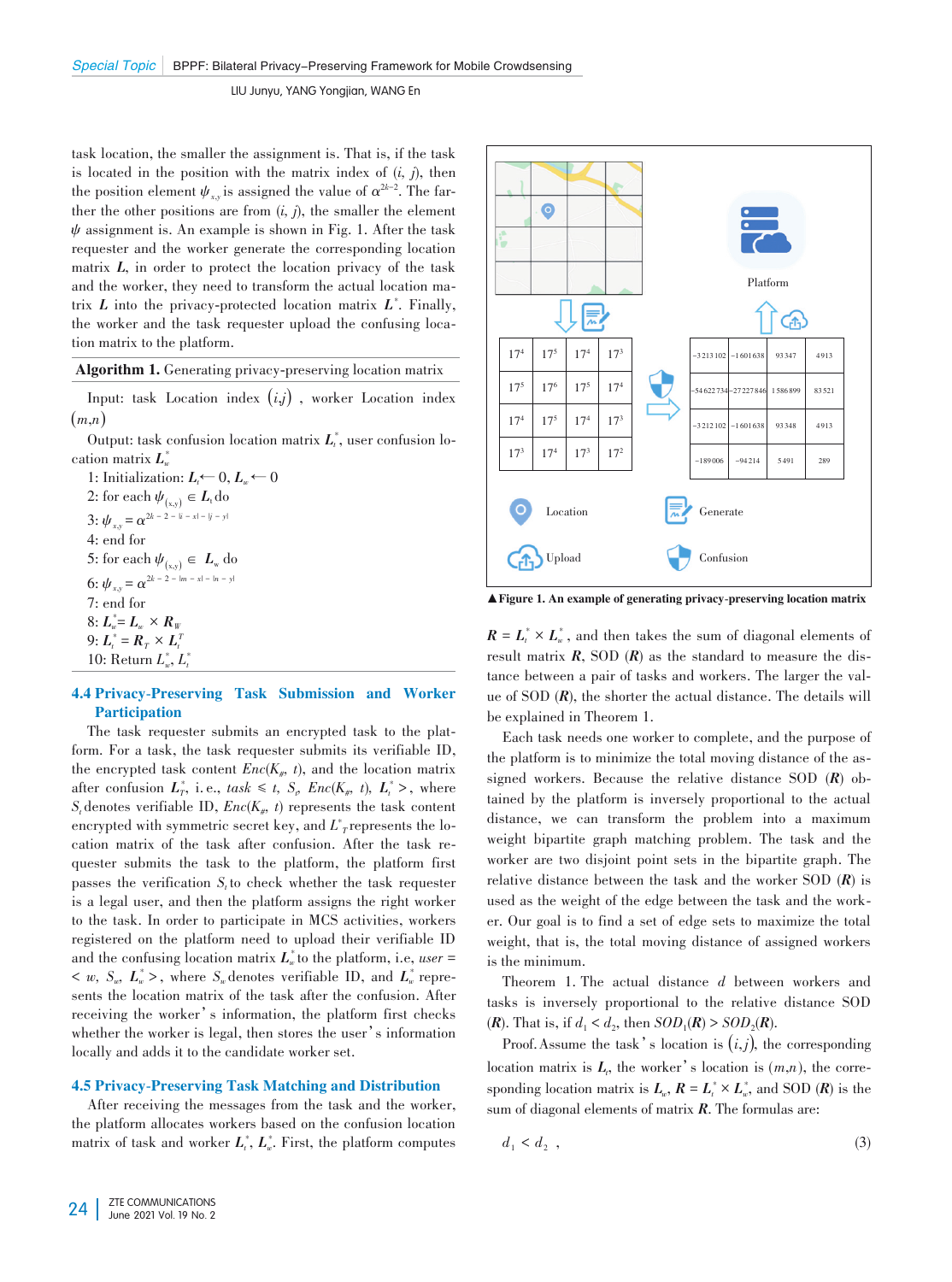task location, the smaller the assignment is. That is, if the task is located in the position with the matrix index of $(i, j)$, then the position element $\psi_{x,y}$ is assigned the value of $\alpha^{2k-2}$. The farther the other positions are from $(i, j)$, the smaller the element $\psi$ assignment is. An example is shown in Fig. 1. After the task requester and the worker generate the corresponding location matrix $\boldsymbol{L}$, in order to protect the location privacy of the task and the worker, they need to transform the actual location matrix $\boldsymbol{L}$ into the privacy-protected location matrix $\boldsymbol{L}^*$. Finally, the worker and the task requester upload the confusing location matrix to the platform.

**Algorithm 1.** Generating privacy-preserving location matrix

Input: task Location index $(i,j)$, worker Location index $(m,n)$

Output: task confusion location matrix $\boldsymbol{L}_t^*$, user confusion location matrix $\boldsymbol{L}_w^*$

1: Initialization: $\boldsymbol{L}_t \leftarrow 0$, $\boldsymbol{L}_w \leftarrow 0$
2: for each $\psi_{(x,y)} \in \boldsymbol{L}_t$ do
3: $\psi_{x,y} = \alpha^{2k-2-|i-x|-|j-y|}$
4: end for
5: for each $\psi_{(x,y)} \in \boldsymbol{L}_w$ do
6: $\psi_{x,y} = \alpha^{2k-2-|m-x|-|n-y|}$
7: end for
8: $\boldsymbol{L}_w^* = \boldsymbol{L}_w \times \boldsymbol{R}_W$
9: $\boldsymbol{L}_t^* = \boldsymbol{R}_T \times \boldsymbol{L}_t^T$
10: Return $\boldsymbol{L}_w^*$, $\boldsymbol{L}_t^*$

### 4.4 Privacy-Preserving Task Submission and Worker Participation

The task requester submits an encrypted task to the platform. For a task, the task requester submits its verifiable ID, the encrypted task content $Enc(K_\#, t)$, and the location matrix after confusion $\boldsymbol{L}_T^*$, i.e., $task \leqslant t, S_\rho, Enc(K_\#, t), \boldsymbol{L}_t^* >$, where $S_t$ denotes verifiable ID, $Enc(K_\#, t)$ represents the task content encrypted with symmetric secret key, and $L^*_T$ represents the location matrix of the task after confusion. After the task requester submits the task to the platform, the platform first passes the verification $S_t$ to check whether the task requester is a legal user, and then the platform assigns the right worker to the task. In order to participate in MCS activities, workers registered on the platform need to upload their verifiable ID and the confusing location matrix $\boldsymbol{L}_w^*$ to the platform, i.e, $user = < w, S_w, \boldsymbol{L}_w^* >$, where $S_w$ denotes verifiable ID, and $\boldsymbol{L}_w^*$ represents the location matrix of the task after the confusion. After receiving the worker's information, the platform first checks whether the worker is legal, then stores the user's information locally and adds it to the candidate worker set.

### 4.5 Privacy-Preserving Task Matching and Distribution

After receiving the messages from the task and the worker, the platform allocates workers based on the confusion location matrix of task and worker $\boldsymbol{L}_t^*$, $\boldsymbol{L}_w^*$. First, the platform computes

| $17^4$ | $17^5$ | $17^4$ | $17^3$ |
|---|---|---|---|
| $17^5$ | $17^6$ | $17^5$ | $17^4$ |
| $17^4$ | $17^5$ | $17^4$ | $17^3$ |
| $17^3$ | $17^4$ | $17^3$ | $17^2$ |

| −3 213 102 | −1 601 638 | 93 347 | 4 913 |
|---|---|---|---|
| −54 622 734 | −27 227 846 | 1 586 899 | 83 521 |
| −3 212 102 | −1 601 638 | 93 348 | 4 913 |
| −189 006 | −94 214 | 5 491 | 289 |

Platform; Location; Generate; Upload; Confusion

▲Figure 1. An example of generating privacy-preserving location matrix

$\boldsymbol{R} = \boldsymbol{L}_t^* \times \boldsymbol{L}_w^*$, and then takes the sum of diagonal elements of result matrix $\boldsymbol{R}$, SOD $(\boldsymbol{R})$ as the standard to measure the distance between a pair of tasks and workers. The larger the value of SOD $(\boldsymbol{R})$, the shorter the actual distance. The details will be explained in Theorem 1.

Each task needs one worker to complete, and the purpose of the platform is to minimize the total moving distance of the assigned workers. Because the relative distance SOD $(\boldsymbol{R})$ obtained by the platform is inversely proportional to the actual distance, we can transform the problem into a maximum weight bipartite graph matching problem. The task and the worker are two disjoint point sets in the bipartite graph. The relative distance between the task and the worker SOD $(\boldsymbol{R})$ is used as the weight of the edge between the task and the worker. Our goal is to find a set of edge sets to maximize the total weight, that is, the total moving distance of assigned workers is the minimum.

Theorem 1. The actual distance $d$ between workers and tasks is inversely proportional to the relative distance SOD $(\boldsymbol{R})$. That is, if $d_1 < d_2$, then $SOD_1(\boldsymbol{R}) > SOD_2(\boldsymbol{R})$.

Proof. Assume the task's location is $(i,j)$, the corresponding location matrix is $\boldsymbol{L}_t$, the worker's location is $(m,n)$, the corresponding location matrix is $\boldsymbol{L}_w$, $\boldsymbol{R} = \boldsymbol{L}_t^* \times \boldsymbol{L}_w^*$, and SOD $(\boldsymbol{R})$ is the sum of diagonal elements of matrix $\boldsymbol{R}$. The formulas are:

$$d_1 < d_2 , \tag{3}$$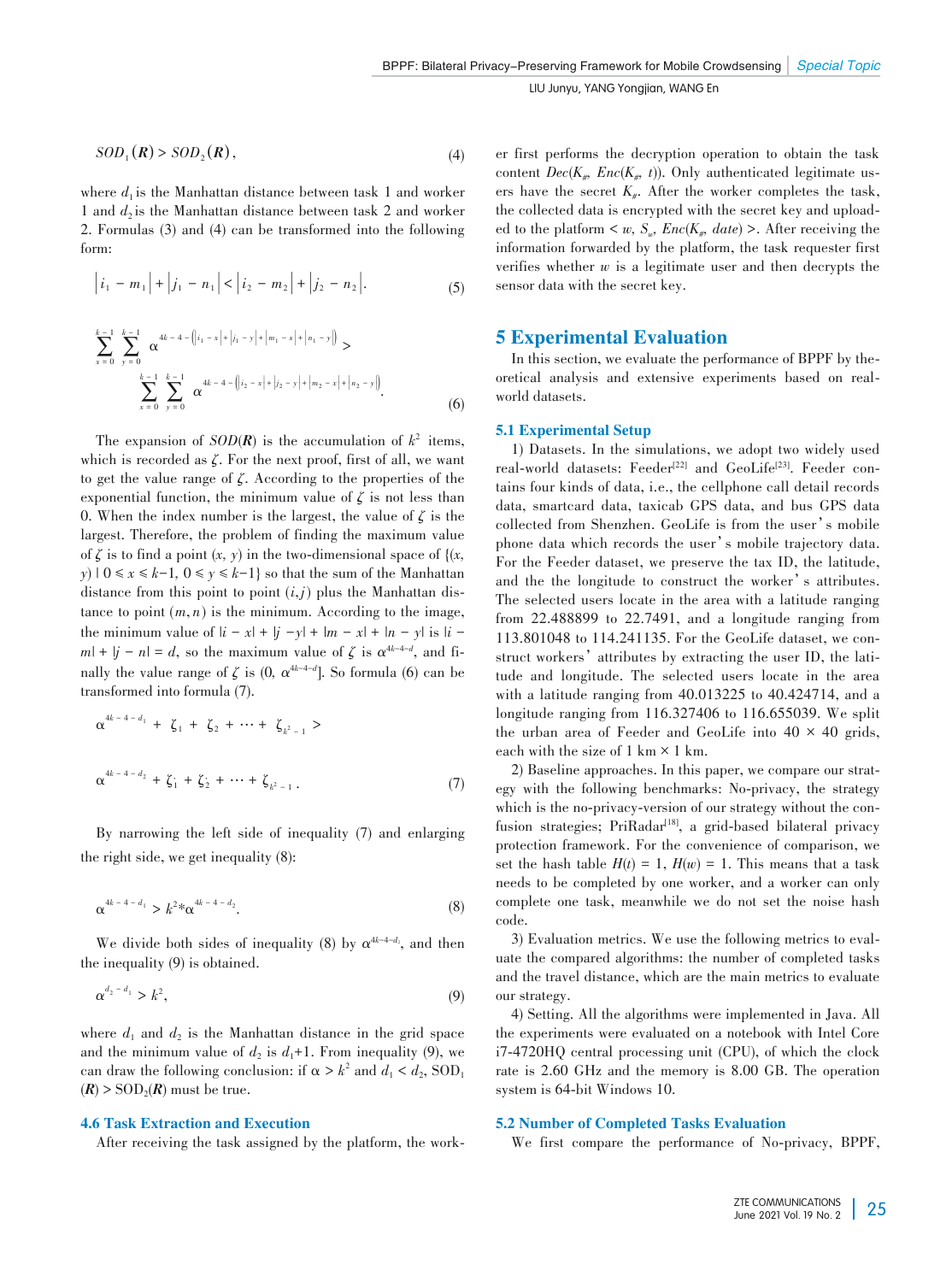$$SOD_1(\boldsymbol{R}) > SOD_2(\boldsymbol{R}), \tag{4}$$

where $d_1$ is the Manhattan distance between task 1 and worker 1 and $d_2$ is the Manhattan distance between task 2 and worker 2. Formulas (3) and (4) can be transformed into the following form:

$$\left|i_1 - m_1\right| + \left|j_1 - n_1\right| < \left|i_2 - m_2\right| + \left|j_2 - n_2\right|. \tag{5}$$

$$\sum_{x=0}^{k-1} \sum_{y=0}^{k-1} \alpha^{4k-4-\left(\left|i_1 - x\right| + \left|j_1 - y\right| + \left|m_1 - x\right| + \left|n_1 - y\right|\right)} > \sum_{x=0}^{k-1} \sum_{y=0}^{k-1} \alpha^{4k-4-\left(\left|i_2 - x\right| + \left|j_2 - y\right| + \left|m_2 - x\right| + \left|n_2 - y\right|\right)}. \tag{6}$$

The expansion of $SOD(\boldsymbol{R})$ is the accumulation of $k^2$ items, which is recorded as $\zeta$. For the next proof, first of all, we want to get the value range of $\zeta$. According to the properties of the exponential function, the minimum value of $\zeta$ is not less than 0. When the index number is the largest, the value of $\zeta$ is the largest. Therefore, the problem of finding the maximum value of $\zeta$ is to find a point $(x, y)$ in the two-dimensional space of $\{(x, y) \mid 0 \leqslant x \leqslant k-1, 0 \leqslant y \leqslant k-1\}$ so that the sum of the Manhattan distance from this point to point $(i,j)$ plus the Manhattan distance to point $(m,n)$ is the minimum. According to the image, the minimum value of $|i - x| + |j - y| + |m - x| + |n - y|$ is $|i - m| + |j - n| = d$, so the maximum value of $\zeta$ is $\alpha^{4k-4-d}$, and finally the value range of $\zeta$ is $(0, \alpha^{4k-4-d}]$. So formula (6) can be transformed into formula (7).

$$\alpha^{4k-4-d_1} + \zeta_1 + \zeta_2 + \cdots + \zeta_{k^2-1} > \alpha^{4k-4-d_2} + \zeta_1' + \zeta_2' + \cdots + \zeta_{k^2-1}'. \tag{7}$$

By narrowing the left side of inequality (7) and enlarging the right side, we get inequality (8):

$$\alpha^{4k-4-d_1} > k^2 * \alpha^{4k-4-d_2}. \tag{8}$$

We divide both sides of inequality (8) by $\alpha^{4k-4-d_2}$, and then the inequality (9) is obtained.

$$\alpha^{d_2 - d_1} > k^2, \tag{9}$$

where $d_1$ and $d_2$ is the Manhattan distance in the grid space and the minimum value of $d_2$ is $d_1$+1. From inequality (9), we can draw the following conclusion: if $\alpha > k^2$ and $d_1 < d_2$, $SOD_1(\boldsymbol{R}) > SOD_2(\boldsymbol{R})$ must be true.

### 4.6 Task Extraction and Execution

After receiving the task assigned by the platform, the worker first performs the decryption operation to obtain the task content $Dec(K_{\#}, Enc(K_{\#}, t))$. Only authenticated legitimate users have the secret $K_{\#}$. After the worker completes the task, the collected data is encrypted with the secret key and uploaded to the platform $< w, S_w, Enc(K_{\#}, date) >$. After receiving the information forwarded by the platform, the task requester first verifies whether $w$ is a legitimate user and then decrypts the sensor data with the secret key.

## 5 Experimental Evaluation

In this section, we evaluate the performance of BPPF by theoretical analysis and extensive experiments based on real-world datasets.

### 5.1 Experimental Setup

1) Datasets. In the simulations, we adopt two widely used real-world datasets: Feeder[22] and GeoLife[23]. Feeder contains four kinds of data, i.e., the cellphone call detail records data, smartcard data, taxicab GPS data, and bus GPS data collected from Shenzhen. GeoLife is from the user's mobile phone data which records the user's mobile trajectory data. For the Feeder dataset, we preserve the tax ID, the latitude, and the the longitude to construct the worker's attributes. The selected users locate in the area with a latitude ranging from 22.488899 to 22.7491, and a longitude ranging from 113.801048 to 114.241135. For the GeoLife dataset, we construct workers' attributes by extracting the user ID, the latitude and longitude. The selected users locate in the area with a latitude ranging from 40.013225 to 40.424714, and a longitude ranging from 116.327406 to 116.655039. We split the urban area of Feeder and GeoLife into 40 × 40 grids, each with the size of 1 km × 1 km.

2) Baseline approaches. In this paper, we compare our strategy with the following benchmarks: No-privacy, the strategy which is the no-privacy-version of our strategy without the confusion strategies; PriRadar[18], a grid-based bilateral privacy protection framework. For the convenience of comparison, we set the hash table $H(t)$ = 1, $H(w)$ = 1. This means that a task needs to be completed by one worker, and a worker can only complete one task, meanwhile we do not set the noise hash code.

3) Evaluation metrics. We use the following metrics to evaluate the compared algorithms: the number of completed tasks and the travel distance, which are the main metrics to evaluate our strategy.

4) Setting. All the algorithms were implemented in Java. All the experiments were evaluated on a notebook with Intel Core i7-4720HQ central processing unit (CPU), of which the clock rate is 2.60 GHz and the memory is 8.00 GB. The operation system is 64-bit Windows 10.

### 5.2 Number of Completed Tasks Evaluation

We first compare the performance of No-privacy, BPPF,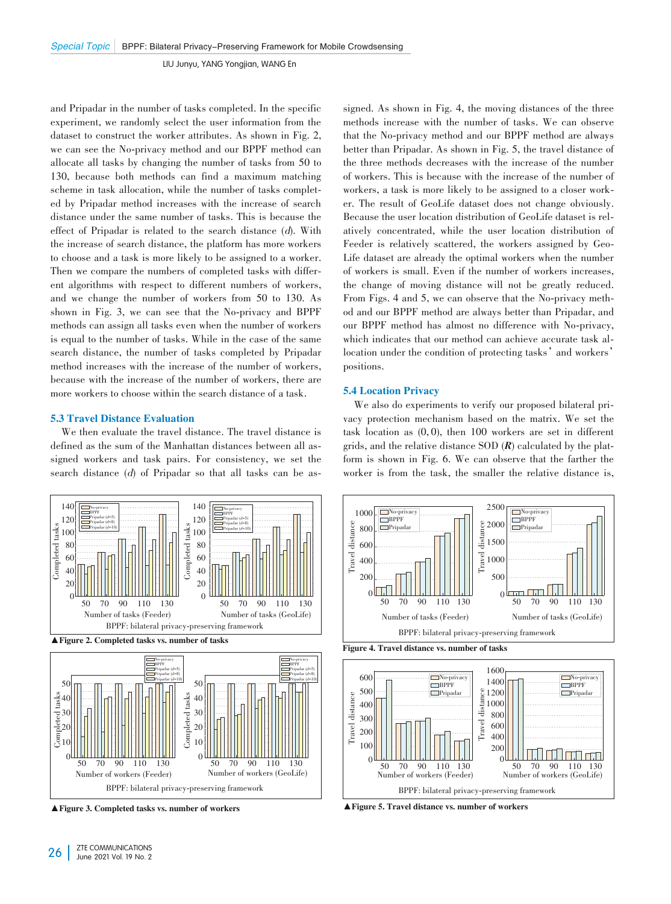and Pripadar in the number of tasks completed. In the specific experiment, we randomly select the user information from the dataset to construct the worker attributes. As shown in Fig. 2, we can see the No-privacy method and our BPPF method can allocate all tasks by changing the number of tasks from 50 to 130, because both methods can find a maximum matching scheme in task allocation, while the number of tasks completed by Pripadar method increases with the increase of search distance under the same number of tasks. This is because the effect of Pripadar is related to the search distance ($d$). With the increase of search distance, the platform has more workers to choose and a task is more likely to be assigned to a worker. Then we compare the numbers of completed tasks with different algorithms with respect to different numbers of workers, and we change the number of workers from 50 to 130. As shown in Fig. 3, we can see that the No-privacy and BPPF methods can assign all tasks even when the number of workers is equal to the number of tasks. While in the case of the same search distance, the number of tasks completed by Pripadar method increases with the increase of the number of workers, because with the increase of the number of workers, there are more workers to choose within the search distance of a task.

### 5.3 Travel Distance Evaluation

We then evaluate the travel distance. The travel distance is defined as the sum of the Manhattan distances between all assigned workers and task pairs. For consistency, we set the search distance ($d$) of Pripadar so that all tasks can be assigned. As shown in Fig. 4, the moving distances of the three methods increase with the number of tasks. We can observe that the No-privacy method and our BPPF method are always better than Pripadar. As shown in Fig. 5, the travel distance of the three methods decreases with the increase of the number of workers. This is because with the increase of the number of workers, a task is more likely to be assigned to a closer worker. The result of GeoLife dataset does not change obviously. Because the user location distribution of GeoLife dataset is relatively concentrated, while the user location distribution of Feeder is relatively scattered, the workers assigned by GeoLife dataset are already the optimal workers when the number of workers is small. Even if the number of workers increases, the change of moving distance will not be greatly reduced. From Figs. 4 and 5, we can observe that the No-privacy method and our BPPF method are always better than Pripadar, and our BPPF method has almost no difference with No-privacy, which indicates that our method can achieve accurate task allocation under the condition of protecting tasks' and workers' positions.

▲Figure 2. Completed tasks vs. number of tasks

▲Figure 3. Completed tasks vs. number of workers

Figure 4. Travel distance vs. number of tasks

▲Figure 5. Travel distance vs. number of workers

### 5.4 Location Privacy

We also do experiments to verify our proposed bilateral privacy protection mechanism based on the matrix. We set the task location as (0, 0), then 100 workers are set in different grids, and the relative distance SOD (***R***) calculated by the platform is shown in Fig. 6. We can observe that the farther the worker is from the task, the smaller the relative distance is,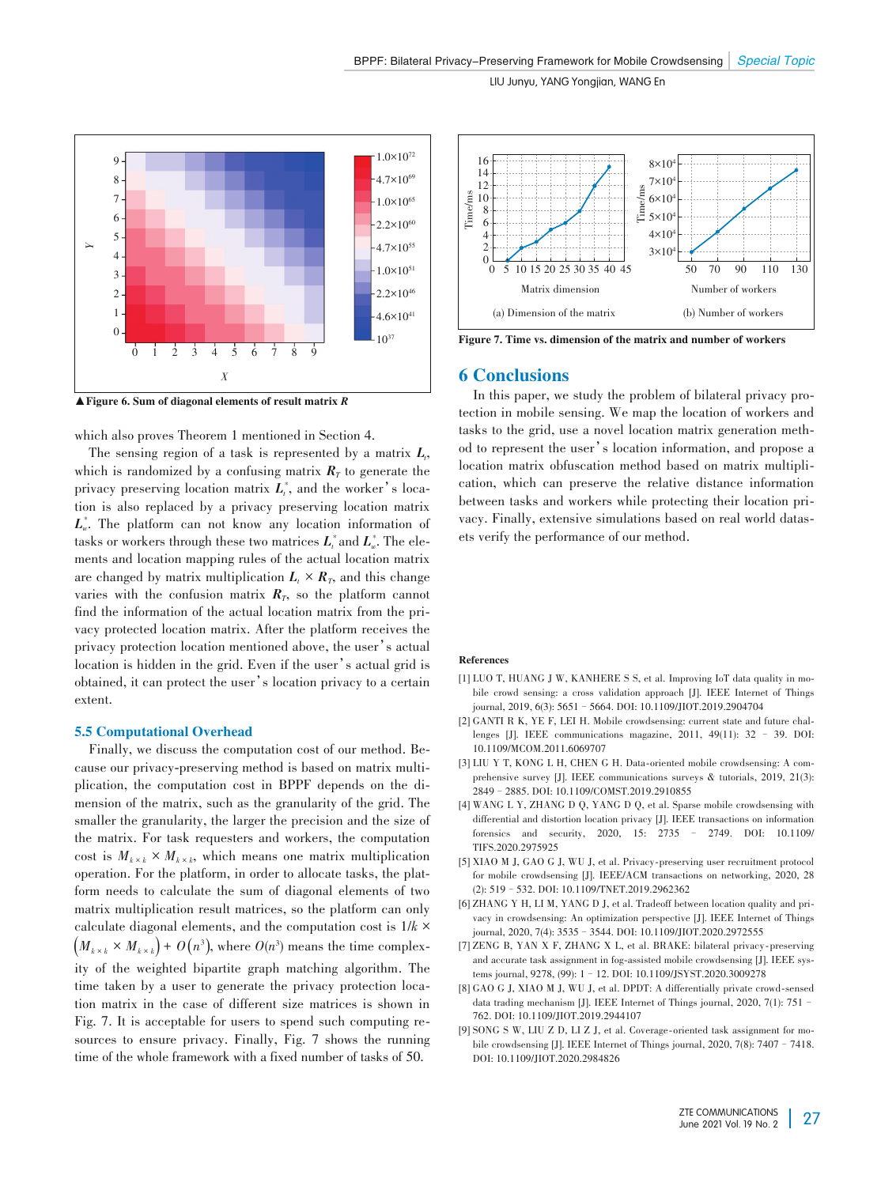▲Figure 6. Sum of diagonal elements of result matrix $R$

which also proves Theorem 1 mentioned in Section 4.

The sensing region of a task is represented by a matrix $L_t$, which is randomized by a confusing matrix $R_T$ to generate the privacy preserving location matrix $L_t^*$, and the worker's location is also replaced by a privacy preserving location matrix $L_w^*$. The platform can not know any location information of tasks or workers through these two matrices $L_t^*$ and $L_w^*$. The elements and location mapping rules of the actual location matrix are changed by matrix multiplication $L_t \times R_T$, and this change varies with the confusion matrix $R_T$, so the platform cannot find the information of the actual location matrix from the privacy protected location matrix. After the platform receives the privacy protection location mentioned above, the user's actual location is hidden in the grid. Even if the user's actual grid is obtained, it can protect the user's location privacy to a certain extent.

### 5.5 Computational Overhead

Finally, we discuss the computation cost of our method. Because our privacy-preserving method is based on matrix multiplication, the computation cost in BPPF depends on the dimension of the matrix, such as the granularity of the grid. The smaller the granularity, the larger the precision and the size of the matrix. For task requesters and workers, the computation cost is $M_{k\times k} \times M_{k\times k}$, which means one matrix multiplication operation. For the platform, in order to allocate tasks, the platform needs to calculate the sum of diagonal elements of two matrix multiplication result matrices, so the platform can only calculate diagonal elements, and the computation cost is $1/k \times \left(M_{k\times k} \times M_{k\times k}\right) + O\left(n^3\right)$, where $O(n^3)$ means the time complexity of the weighted bipartite graph matching algorithm. The time taken by a user to generate the privacy protection location matrix in the case of different size matrices is shown in Fig. 7. It is acceptable for users to spend such computing resources to ensure privacy. Finally, Fig. 7 shows the running time of the whole framework with a fixed number of tasks of 50.

(a) Dimension of the matrix (b) Number of workers

**Figure 7. Time vs. dimension of the matrix and number of workers**

## 6 Conclusions

In this paper, we study the problem of bilateral privacy protection in mobile sensing. We map the location of workers and tasks to the grid, use a novel location matrix generation method to represent the user's location information, and propose a location matrix obfuscation method based on matrix multiplication, which can preserve the relative distance information between tasks and workers while protecting their location privacy. Finally, extensive simulations based on real world datasets verify the performance of our method.

#### References

[1] LUO T, HUANG J W, KANHERE S S, et al. Improving IoT data quality in mobile crowd sensing: a cross validation approach [J]. IEEE Internet of Things journal, 2019, 6(3): 5651–5664. DOI: 10.1109/JIOT.2019.2904704

[2] GANTI R K, YE F, LEI H. Mobile crowdsensing: current state and future challenges [J]. IEEE communications magazine, 2011, 49(11): 32–39. DOI: 10.1109/MCOM.2011.6069707

[3] LIU Y T, KONG L H, CHEN G H. Data-oriented mobile crowdsensing: A comprehensive survey [J]. IEEE communications surveys & tutorials, 2019, 21(3): 2849–2885. DOI: 10.1109/COMST.2019.2910855

[4] WANG L Y, ZHANG D Q, YANG D Q, et al. Sparse mobile crowdsensing with differential and distortion location privacy [J]. IEEE transactions on information forensics and security, 2020, 15: 2735–2749. DOI: 10.1109/TIFS.2020.2975925

[5] XIAO M J, GAO G J, WU J, et al. Privacy-preserving user recruitment protocol for mobile crowdsensing [J]. IEEE/ACM transactions on networking, 2020, 28(2): 519–532. DOI: 10.1109/TNET.2019.2962362

[6] ZHANG Y H, LI M, YANG D J, et al. Tradeoff between location quality and privacy in crowdsensing: An optimization perspective [J]. IEEE Internet of Things journal, 2020, 7(4): 3535–3544. DOI: 10.1109/JIOT.2020.2972555

[7] ZENG B, YAN X F, ZHANG X L, et al. BRAKE: bilateral privacy-preserving and accurate task assignment in fog-assisted mobile crowdsensing [J]. IEEE systems journal, 9278, (99): 1–12. DOI: 10.1109/JSYST.2020.3009278

[8] GAO G J, XIAO M J, WU J, et al. DPDT: A differentially private crowd-sensed data trading mechanism [J]. IEEE Internet of Things journal, 2020, 7(1): 751–762. DOI: 10.1109/JIOT.2019.2944107

[9] SONG S W, LIU Z D, LI Z J, et al. Coverage-oriented task assignment for mobile crowdsensing [J]. IEEE Internet of Things journal, 2020, 7(8): 7407–7418. DOI: 10.1109/JIOT.2020.2984826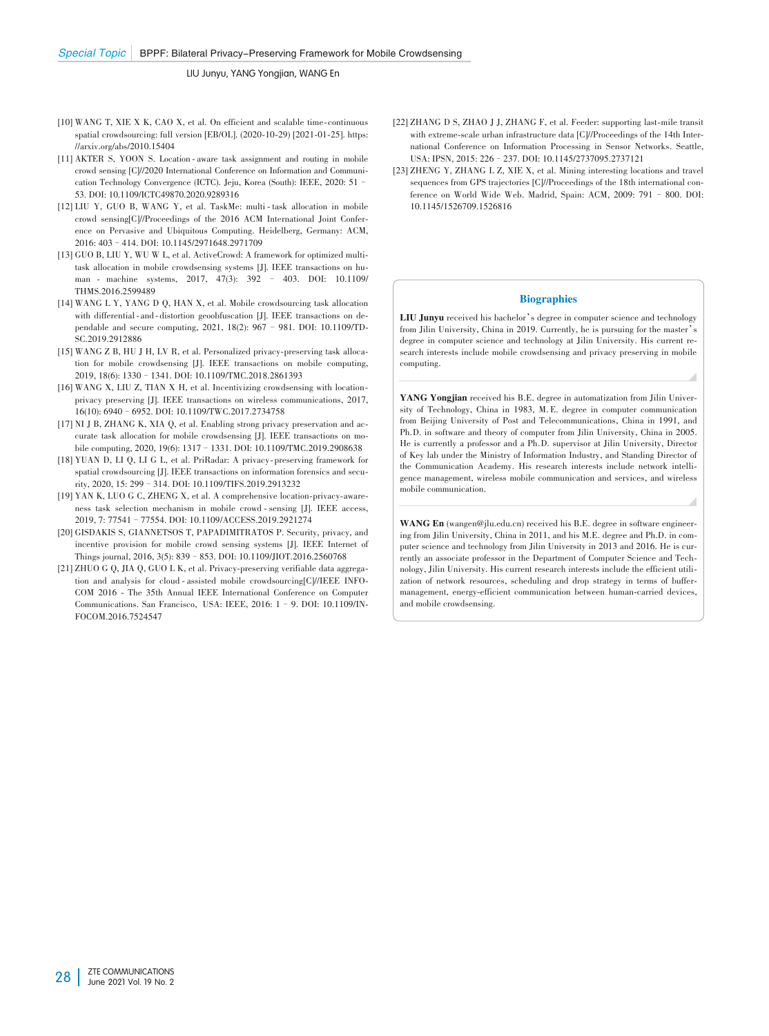[10] WANG T, XIE X K, CAO X, et al. On efficient and scalable time-continuous spatial crowdsourcing: full version [EB/OL]. (2020-10-29) [2021-01-25]. https://arxiv.org/abs/2010.15404

[11] AKTER S, YOON S. Location-aware task assignment and routing in mobile crowd sensing [C]//2020 International Conference on Information and Communication Technology Convergence (ICTC). Jeju, Korea (South): IEEE, 2020: 51–53. DOI: 10.1109/ICTC49870.2020.9289316

[12] LIU Y, GUO B, WANG Y, et al. TaskMe: multi-task allocation in mobile crowd sensing[C]//Proceedings of the 2016 ACM International Joint Conference on Pervasive and Ubiquitous Computing. Heidelberg, Germany: ACM, 2016: 403–414. DOI: 10.1145/2971648.2971709

[13] GUO B, LIU Y, WU W L, et al. ActiveCrowd: A framework for optimized multitask allocation in mobile crowdsensing systems [J]. IEEE transactions on human-machine systems, 2017, 47(3): 392–403. DOI: 10.1109/THMS.2016.2599489

[14] WANG L Y, YANG D Q, HAN X, et al. Mobile crowdsourcing task allocation with differential-and-distortion geoobfuscation [J]. IEEE transactions on dependable and secure computing, 2021, 18(2): 967–981. DOI: 10.1109/TDSC.2019.2912886

[15] WANG Z B, HU J H, LV R, et al. Personalized privacy-preserving task allocation for mobile crowdsensing [J]. IEEE transactions on mobile computing, 2019, 18(6): 1330–1341. DOI: 10.1109/TMC.2018.2861393

[16] WANG X, LIU Z, TIAN X H, et al. Incentivizing crowdsensing with location-privacy preserving [J]. IEEE transactions on wireless communications, 2017, 16(10): 6940–6952. DOI: 10.1109/TWC.2017.2734758

[17] NI J B, ZHANG K, XIA Q, et al. Enabling strong privacy preservation and accurate task allocation for mobile crowdsensing [J]. IEEE transactions on mobile computing, 2020, 19(6): 1317–1331. DOI: 10.1109/TMC.2019.2908638

[18] YUAN D, LI Q, LI G L, et al. PriRadar: A privacy-preserving framework for spatial crowdsourcing [J]. IEEE transactions on information forensics and security, 2020, 15: 299–314. DOI: 10.1109/TIFS.2019.2913232

[19] YAN K, LUO G C, ZHENG X, et al. A comprehensive location-privacy-awareness task selection mechanism in mobile crowd-sensing [J]. IEEE access, 2019, 7: 77541–77554. DOI: 10.1109/ACCESS.2019.2921274

[20] GISDAKIS S, GIANNETSOS T, PAPADIMITRATOS P. Security, privacy, and incentive provision for mobile crowd sensing systems [J]. IEEE Internet of Things journal, 2016, 3(5): 839–853. DOI: 10.1109/JIOT.2016.2560768

[21] ZHUO G Q, JIA Q, GUO L K, et al. Privacy-preserving verifiable data aggregation and analysis for cloud-assisted mobile crowdsourcing[C]//IEEE INFOCOM 2016 - The 35th Annual IEEE International Conference on Computer Communications. San Francisco, USA: IEEE, 2016: 1–9. DOI: 10.1109/INFOCOM.2016.7524547

[22] ZHANG D S, ZHAO J J, ZHANG F, et al. Feeder: supporting last-mile transit with extreme-scale urban infrastructure data [C]//Proceedings of the 14th International Conference on Information Processing in Sensor Networks. Seattle, USA: IPSN, 2015: 226–237. DOI: 10.1145/2737095.2737121

[23] ZHENG Y, ZHANG L Z, XIE X, et al. Mining interesting locations and travel sequences from GPS trajectories [C]//Proceedings of the 18th international conference on World Wide Web. Madrid, Spain: ACM, 2009: 791–800. DOI: 10.1145/1526709.1526816

## Biographies

**LIU Junyu** received his bachelor's degree in computer science and technology from Jilin University, China in 2019. Currently, he is pursuing for the master's degree in computer science and technology at Jilin University. His current research interests include mobile crowdsensing and privacy preserving in mobile computing.

**YANG Yongjian** received his B.E. degree in automatization from Jilin University of Technology, China in 1983, M.E. degree in computer communication from Beijing University of Post and Telecommunications, China in 1991, and Ph.D. in software and theory of computer from Jilin University, China in 2005. He is currently a professor and a Ph.D. supervisor at Jilin University, Director of Key lab under the Ministry of Information Industry, and Standing Director of the Communication Academy. His research interests include network intelligence management, wireless mobile communication and services, and wireless mobile communication.

**WANG En** (wangen@jlu.edu.cn) received his B.E. degree in software engineering from Jilin University, China in 2011, and his M.E. degree and Ph.D. in computer science and technology from Jilin University in 2013 and 2016. He is currently an associate professor in the Department of Computer Science and Technology, Jilin University. His current research interests include the efficient utilization of network resources, scheduling and drop strategy in terms of buffer-management, energy-efficient communication between human-carried devices, and mobile crowdsensing.